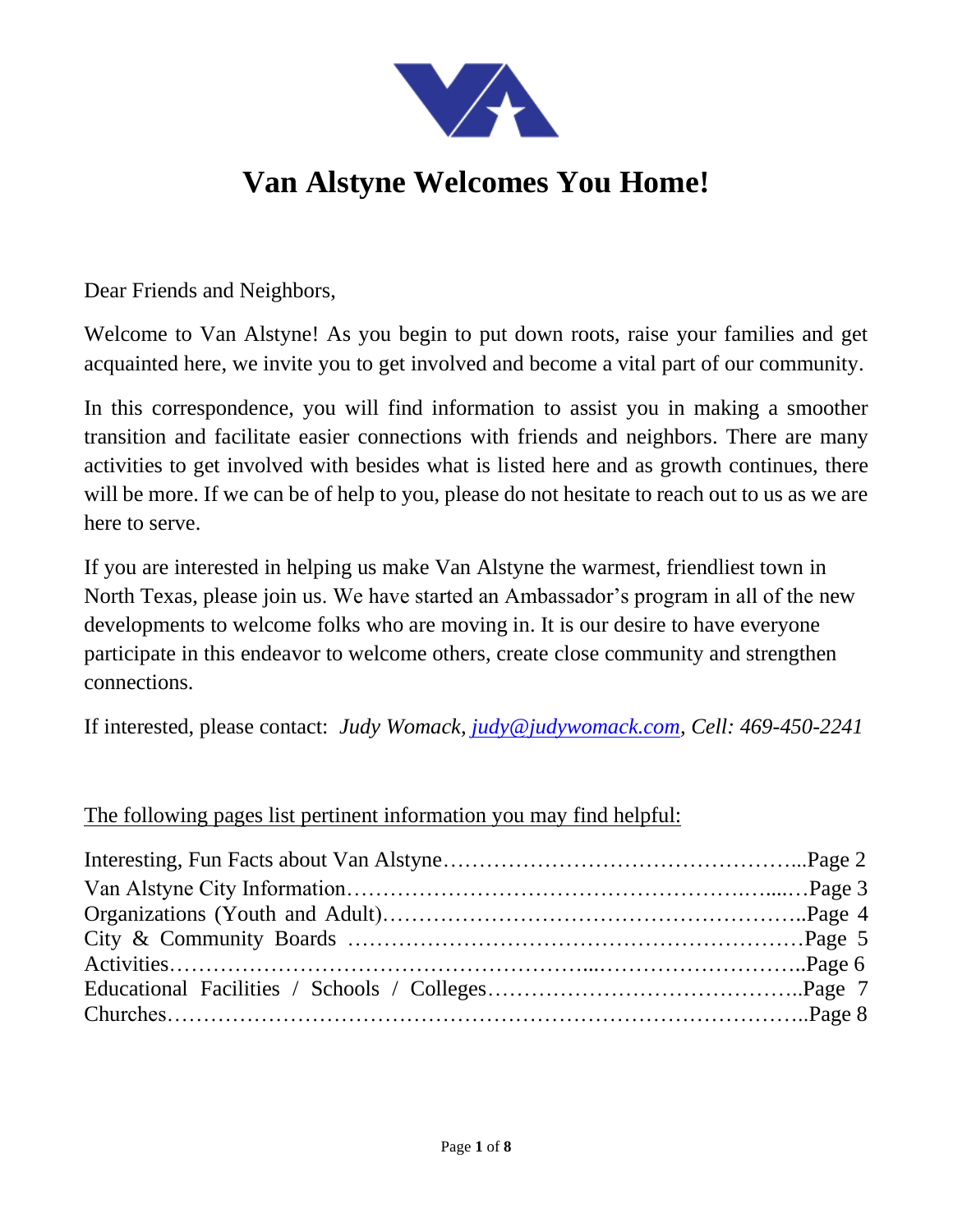# Van Alstyne Welcomes You Home!

Dear Friends and Neighbors,

Welcome to Van Alstyne! As you begin to put down roots, raise your families and get acquainted here, we invite you to get involved and become a vital part of our community.

In this correspondence, you will find information to assist you in making a smoother transition and facilitate easier connections with friends and neighbors. There are many activities to get involved with besides what is listed here and as growth continues, there will be more. If we can be of help to you, please do not hesitate to reach out to us as we are here to serve.

If you are interested in helping us make Van Alstyne the warmest, friendliest town in North Texas, please join us. We have started an Ambassador's program in all of the new developments to welcome folks who are moving in. It is our desire to have everyone participate in this endeavor to welcome others, create close community and strengthen connections.

If interested, please contact: *Judy Womack, judy@judywomack.com, Cell: 469-450-2241*

The following pages list pertinent information you may find helpful:

Interesting, Fun Facts about Van Alstyne……………………………………………...Page 2
Van Alstyne City Information……………………………………………….…....…Page 3
Organizations (Youth and Adult)………………………………………………..Page 4
City & Community Boards ……………………………………………………Page 5
Activities…………………………………………….....………………………..Page 6
Educational Facilities / Schools / Colleges…………………………………..Page 7
Churches………………………………………………………………………..Page 8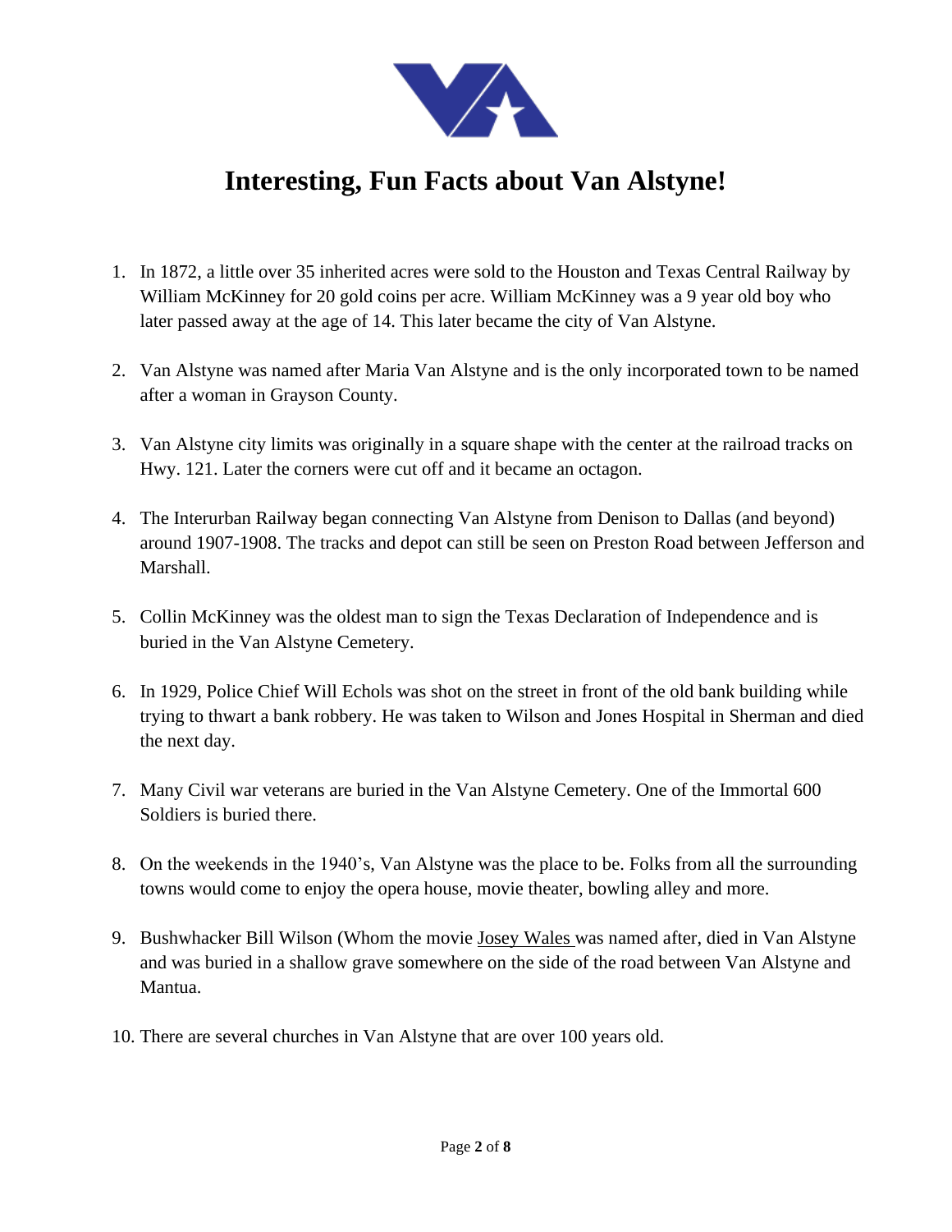# Interesting, Fun Facts about Van Alstyne!

1. In 1872, a little over 35 inherited acres were sold to the Houston and Texas Central Railway by William McKinney for 20 gold coins per acre. William McKinney was a 9 year old boy who later passed away at the age of 14. This later became the city of Van Alstyne.

2. Van Alstyne was named after Maria Van Alstyne and is the only incorporated town to be named after a woman in Grayson County.

3. Van Alstyne city limits was originally in a square shape with the center at the railroad tracks on Hwy. 121. Later the corners were cut off and it became an octagon.

4. The Interurban Railway began connecting Van Alstyne from Denison to Dallas (and beyond) around 1907-1908. The tracks and depot can still be seen on Preston Road between Jefferson and Marshall.

5. Collin McKinney was the oldest man to sign the Texas Declaration of Independence and is buried in the Van Alstyne Cemetery.

6. In 1929, Police Chief Will Echols was shot on the street in front of the old bank building while trying to thwart a bank robbery. He was taken to Wilson and Jones Hospital in Sherman and died the next day.

7. Many Civil war veterans are buried in the Van Alstyne Cemetery. One of the Immortal 600 Soldiers is buried there.

8. On the weekends in the 1940's, Van Alstyne was the place to be. Folks from all the surrounding towns would come to enjoy the opera house, movie theater, bowling alley and more.

9. Bushwhacker Bill Wilson (Whom the movie Josey Wales was named after, died in Van Alstyne and was buried in a shallow grave somewhere on the side of the road between Van Alstyne and Mantua.

10. There are several churches in Van Alstyne that are over 100 years old.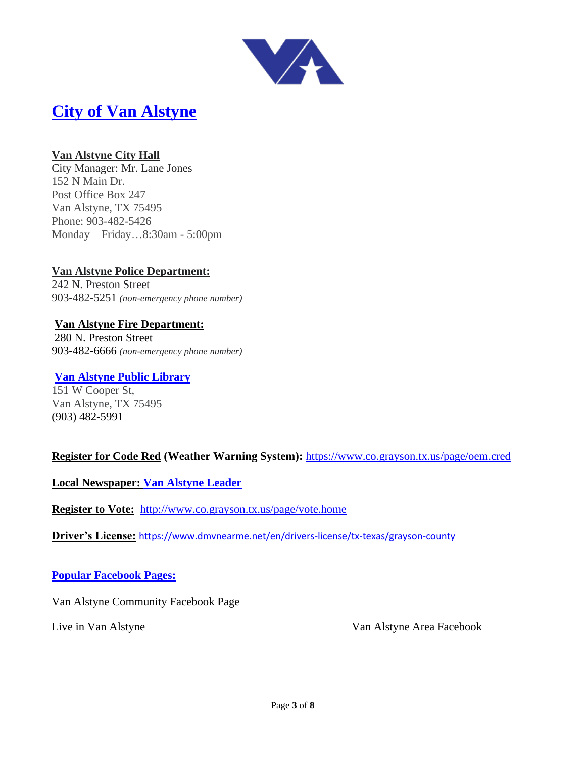# City of Van Alstyne

**Van Alstyne City Hall**
City Manager: Mr. Lane Jones
152 N Main Dr.
Post Office Box 247
Van Alstyne, TX 75495
Phone: 903-482-5426
Monday – Friday…8:30am - 5:00pm

**Van Alstyne Police Department:**
242 N. Preston Street
903-482-5251 *(non-emergency phone number)*

**Van Alstyne Fire Department:**
280 N. Preston Street
903-482-6666 *(non-emergency phone number)*

**Van Alstyne Public Library**
151 W Cooper St,
Van Alstyne, TX 75495
(903) 482-5991

**Register for Code Red (Weather Warning System):** https://www.co.grayson.tx.us/page/oem.cred

**Local Newspaper: Van Alstyne Leader**

**Register to Vote:** http://www.co.grayson.tx.us/page/vote.home

**Driver's License:** https://www.dmvnearme.net/en/drivers-license/tx-texas/grayson-county

**Popular Facebook Pages:**

Van Alstyne Community Facebook Page

Live in Van Alstyne

Van Alstyne Area Facebook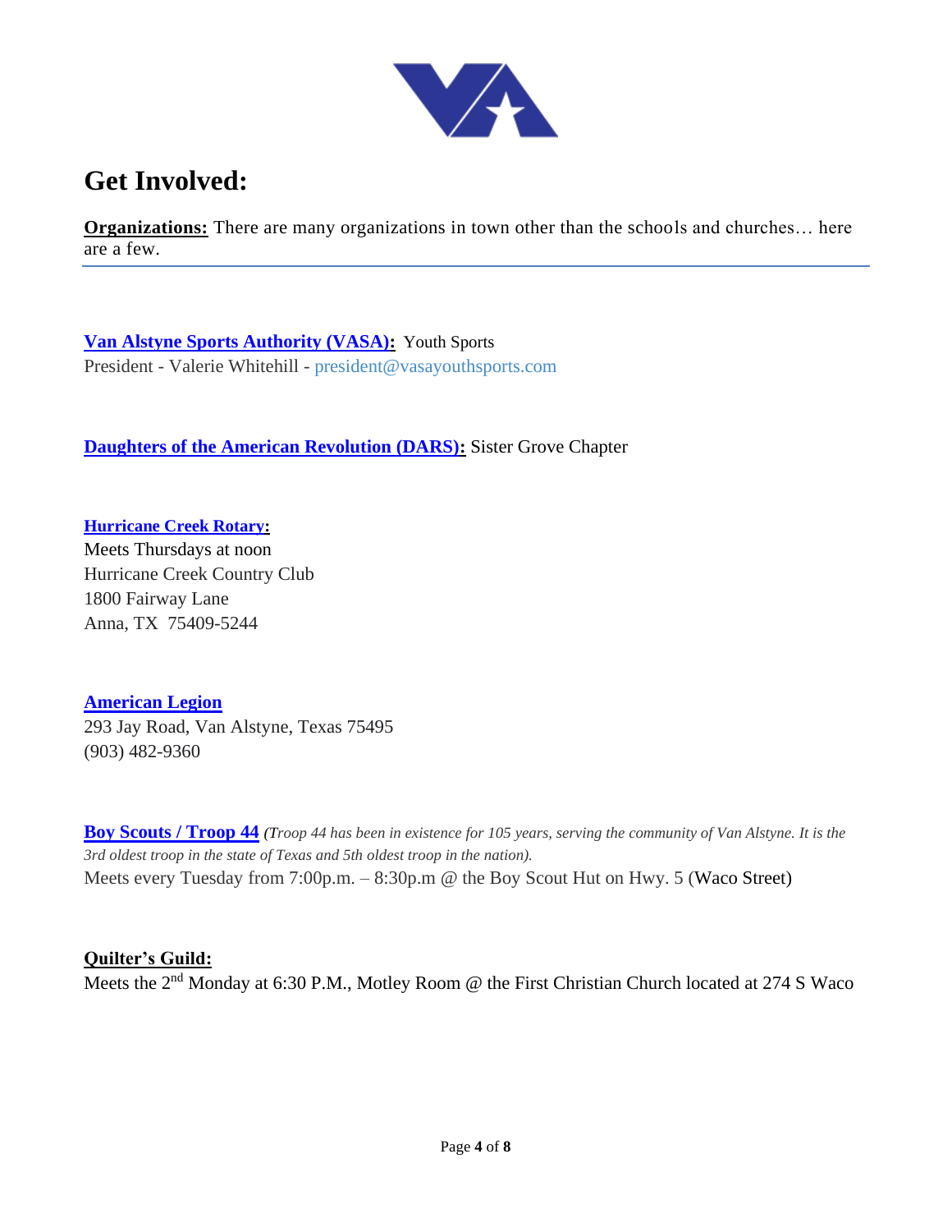# Get Involved:

**Organizations:** There are many organizations in town other than the schools and churches… here are a few.

---

**Van Alstyne Sports Authority (VASA):** Youth Sports
President - Valerie Whitehill - president@vasayouthsports.com

**Daughters of the American Revolution (DARS):** Sister Grove Chapter

**Hurricane Creek Rotary:**
Meets Thursdays at noon
Hurricane Creek Country Club
1800 Fairway Lane
Anna, TX 75409-5244

**American Legion**
293 Jay Road, Van Alstyne, Texas 75495
(903) 482-9360

**Boy Scouts / Troop 44** *(Troop 44 has been in existence for 105 years, serving the community of Van Alstyne. It is the 3rd oldest troop in the state of Texas and 5th oldest troop in the nation).*
Meets every Tuesday from 7:00p.m. – 8:30p.m @ the Boy Scout Hut on Hwy. 5 (Waco Street)

**Quilter's Guild:**
Meets the 2nd Monday at 6:30 P.M., Motley Room @ the First Christian Church located at 274 S Waco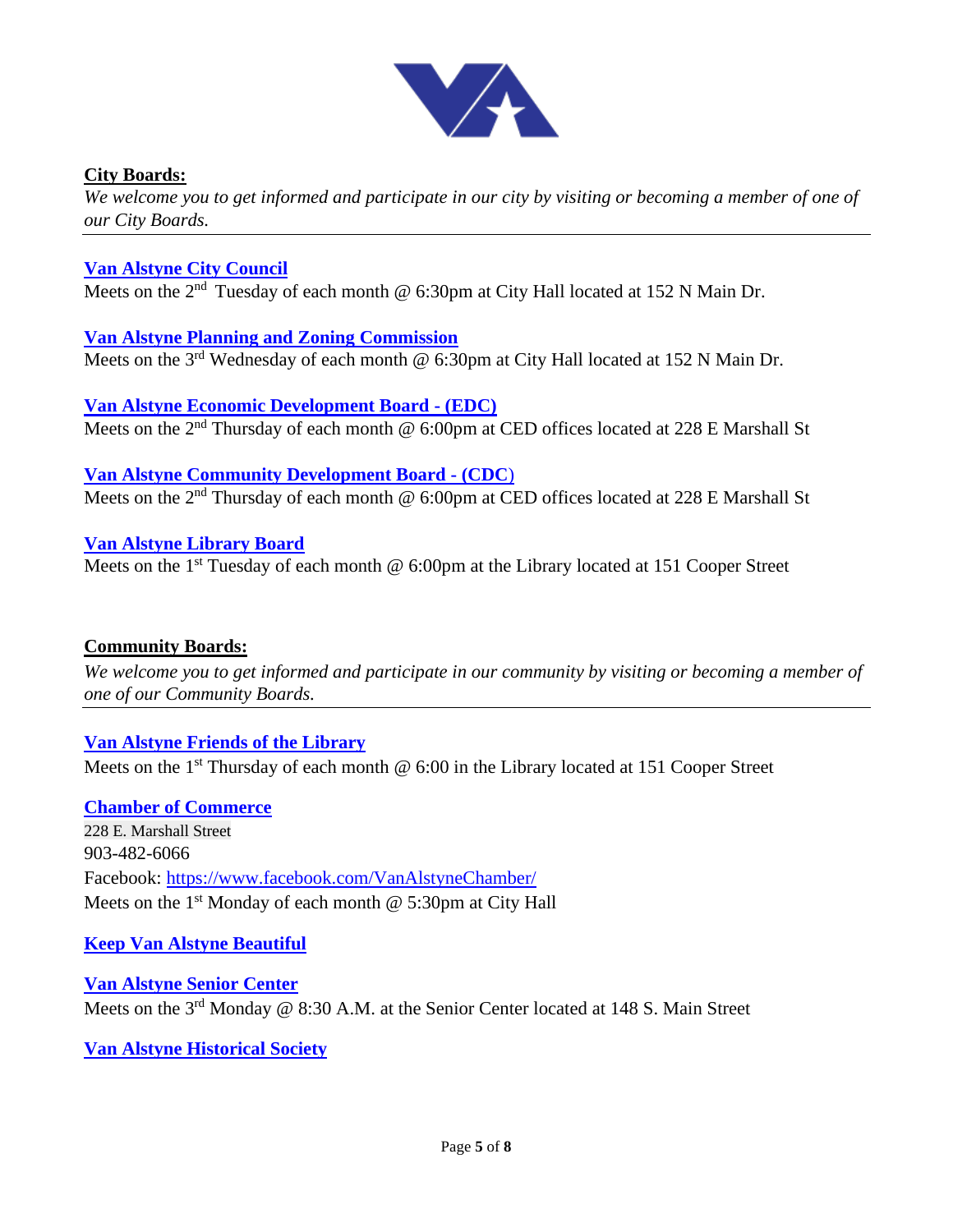## City Boards:

*We welcome you to get informed and participate in our city by visiting or becoming a member of one of our City Boards.*

---

**Van Alstyne City Council**
Meets on the 2nd Tuesday of each month @ 6:30pm at City Hall located at 152 N Main Dr.

**Van Alstyne Planning and Zoning Commission**
Meets on the 3rd Wednesday of each month @ 6:30pm at City Hall located at 152 N Main Dr.

**Van Alstyne Economic Development Board - (EDC)**
Meets on the 2nd Thursday of each month @ 6:00pm at CED offices located at 228 E Marshall St

**Van Alstyne Community Development Board - (CDC)**
Meets on the 2nd Thursday of each month @ 6:00pm at CED offices located at 228 E Marshall St

**Van Alstyne Library Board**
Meets on the 1st Tuesday of each month @ 6:00pm at the Library located at 151 Cooper Street

## Community Boards:

*We welcome you to get informed and participate in our community by visiting or becoming a member of one of our Community Boards.*

---

**Van Alstyne Friends of the Library**
Meets on the 1st Thursday of each month @ 6:00 in the Library located at 151 Cooper Street

**Chamber of Commerce**
228 E. Marshall Street
903-482-6066
Facebook: https://www.facebook.com/VanAlstyneChamber/
Meets on the 1st Monday of each month @ 5:30pm at City Hall

**Keep Van Alstyne Beautiful**

**Van Alstyne Senior Center**
Meets on the 3rd Monday @ 8:30 A.M. at the Senior Center located at 148 S. Main Street

**Van Alstyne Historical Society**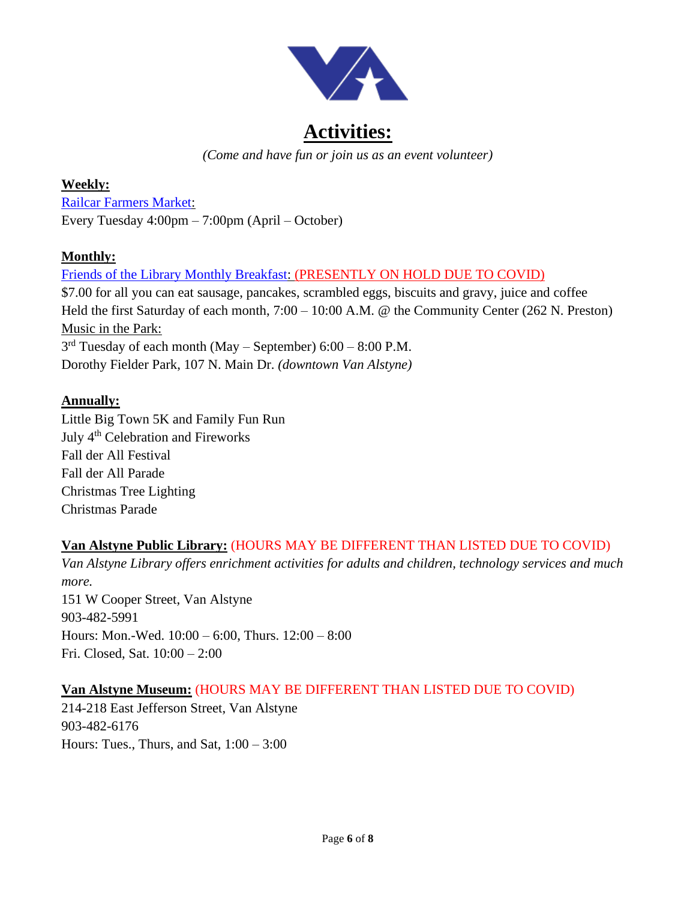# Activities:

*(Come and have fun or join us as an event volunteer)*

**Weekly:**

Railcar Farmers Market:
Every Tuesday 4:00pm – 7:00pm (April – October)

**Monthly:**

Friends of the Library Monthly Breakfast: (PRESENTLY ON HOLD DUE TO COVID)
$7.00 for all you can eat sausage, pancakes, scrambled eggs, biscuits and gravy, juice and coffee
Held the first Saturday of each month, 7:00 – 10:00 A.M. @ the Community Center (262 N. Preston)

Music in the Park:
3rd Tuesday of each month (May – September) 6:00 – 8:00 P.M.
Dorothy Fielder Park, 107 N. Main Dr. *(downtown Van Alstyne)*

**Annually:**

Little Big Town 5K and Family Fun Run
July 4th Celebration and Fireworks
Fall der All Festival
Fall der All Parade
Christmas Tree Lighting
Christmas Parade

**Van Alstyne Public Library:** (HOURS MAY BE DIFFERENT THAN LISTED DUE TO COVID)

*Van Alstyne Library offers enrichment activities for adults and children, technology services and much more.*

151 W Cooper Street, Van Alstyne
903-482-5991
Hours: Mon.-Wed. 10:00 – 6:00, Thurs. 12:00 – 8:00
Fri. Closed, Sat. 10:00 – 2:00

**Van Alstyne Museum:** (HOURS MAY BE DIFFERENT THAN LISTED DUE TO COVID)

214-218 East Jefferson Street, Van Alstyne
903-482-6176
Hours: Tues., Thurs, and Sat, 1:00 – 3:00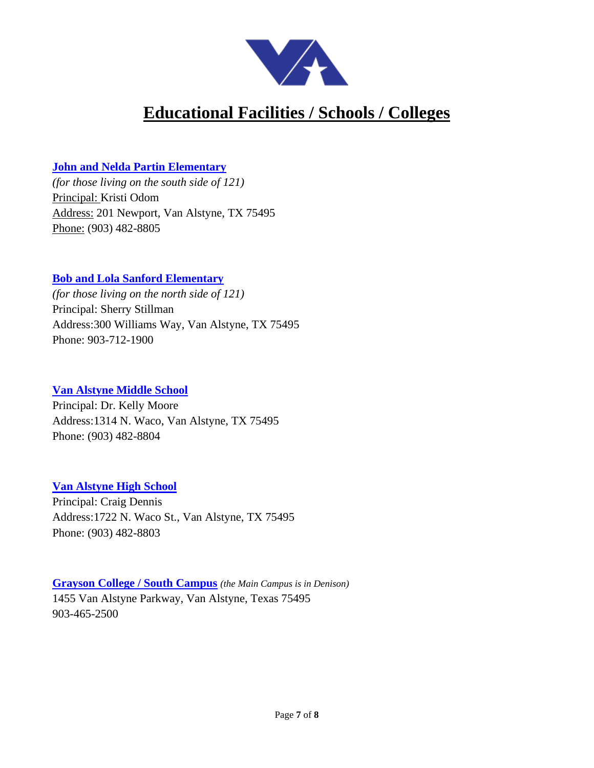# Educational Facilities / Schools / Colleges

**John and Nelda Partin Elementary**
*(for those living on the south side of 121)*
Principal: Kristi Odom
Address: 201 Newport, Van Alstyne, TX 75495
Phone: (903) 482-8805

**Bob and Lola Sanford Elementary**
*(for those living on the north side of 121)*
Principal: Sherry Stillman
Address:300 Williams Way, Van Alstyne, TX 75495
Phone: 903-712-1900

**Van Alstyne Middle School**
Principal: Dr. Kelly Moore
Address:1314 N. Waco, Van Alstyne, TX 75495
Phone: (903) 482-8804

**Van Alstyne High School**
Principal: Craig Dennis
Address:1722 N. Waco St., Van Alstyne, TX 75495
Phone: (903) 482-8803

**Grayson College / South Campus** *(the Main Campus is in Denison)*
1455 Van Alstyne Parkway, Van Alstyne, Texas 75495
903-465-2500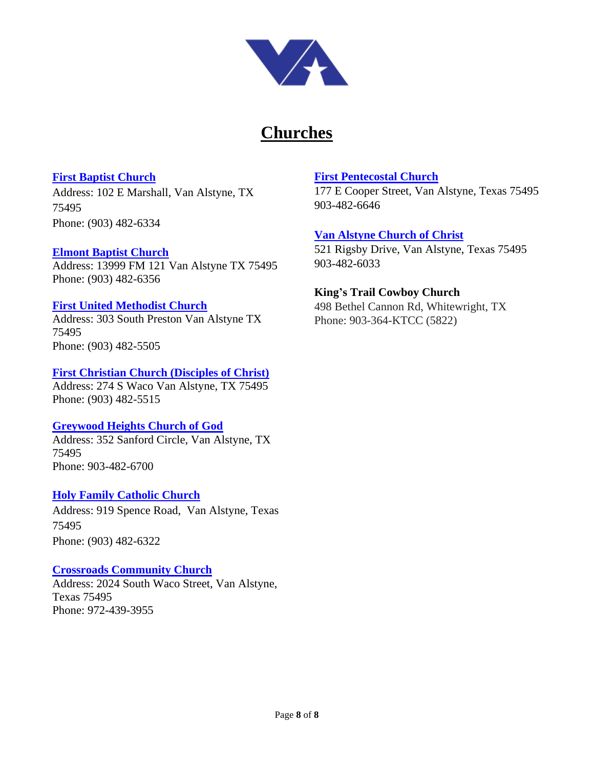# Churches

**First Baptist Church**
Address: 102 E Marshall, Van Alstyne, TX 75495
Phone: (903) 482-6334

**Elmont Baptist Church**
Address: 13999 FM 121 Van Alstyne TX 75495
Phone: (903) 482-6356

**First United Methodist Church**
Address: 303 South Preston Van Alstyne TX 75495
Phone: (903) 482-5505

**First Christian Church (Disciples of Christ)**
Address: 274 S Waco Van Alstyne, TX 75495
Phone: (903) 482-5515

**Greywood Heights Church of God**
Address: 352 Sanford Circle, Van Alstyne, TX 75495
Phone: 903-482-6700

**Holy Family Catholic Church**
Address: 919 Spence Road, Van Alstyne, Texas 75495
Phone: (903) 482-6322

**Crossroads Community Church**
Address: 2024 South Waco Street, Van Alstyne, Texas 75495
Phone: 972-439-3955

**First Pentecostal Church**
177 E Cooper Street, Van Alstyne, Texas 75495
903-482-6646

**Van Alstyne Church of Christ**
521 Rigsby Drive, Van Alstyne, Texas 75495
903-482-6033

**King's Trail Cowboy Church**
498 Bethel Cannon Rd, Whitewright, TX
Phone: 903-364-KTCC (5822)